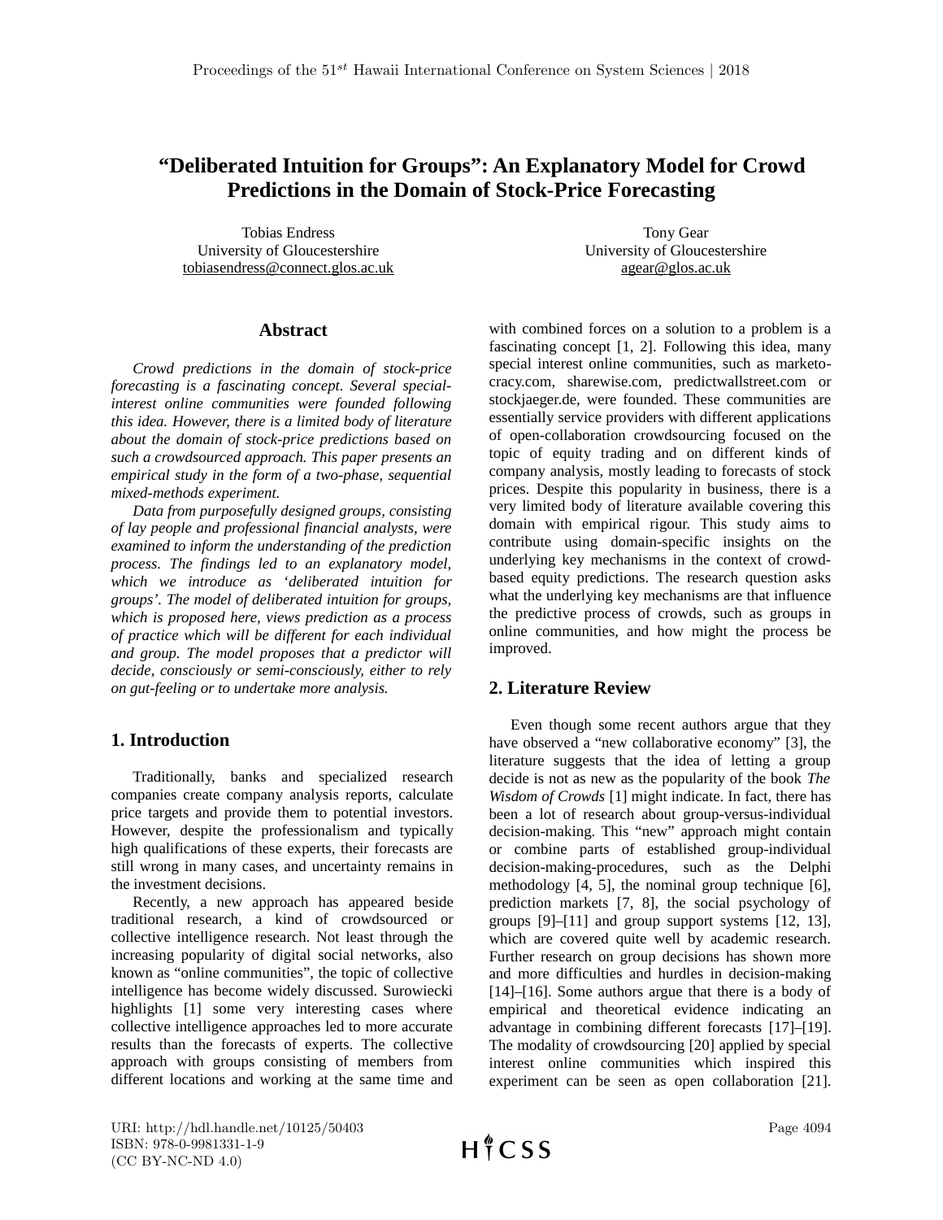# "Deliberated Intuition for Groups": An Explanatory Model for Crowd Predictions in the Domain of Stock-Price Forecasting

Tobias Endress
University of Gloucestershire
tobiasendress@connect.glos.ac.uk

Tony Gear
University of Gloucestershire
agear@glos.ac.uk

## Abstract

*Crowd predictions in the domain of stock-price forecasting is a fascinating concept. Several special-interest online communities were founded following this idea. However, there is a limited body of literature about the domain of stock-price predictions based on such a crowdsourced approach. This paper presents an empirical study in the form of a two-phase, sequential mixed-methods experiment.*

*Data from purposefully designed groups, consisting of lay people and professional financial analysts, were examined to inform the understanding of the prediction process. The findings led to an explanatory model, which we introduce as 'deliberated intuition for groups'. The model of deliberated intuition for groups, which is proposed here, views prediction as a process of practice which will be different for each individual and group. The model proposes that a predictor will decide, consciously or semi-consciously, either to rely on gut-feeling or to undertake more analysis.*

## 1. Introduction

Traditionally, banks and specialized research companies create company analysis reports, calculate price targets and provide them to potential investors. However, despite the professionalism and typically high qualifications of these experts, their forecasts are still wrong in many cases, and uncertainty remains in the investment decisions.

Recently, a new approach has appeared beside traditional research, a kind of crowdsourced or collective intelligence research. Not least through the increasing popularity of digital social networks, also known as "online communities", the topic of collective intelligence has become widely discussed. Surowiecki highlights [1] some very interesting cases where collective intelligence approaches led to more accurate results than the forecasts of experts. The collective approach with groups consisting of members from different locations and working at the same time and with combined forces on a solution to a problem is a fascinating concept [1, 2]. Following this idea, many special interest online communities, such as marketocracy.com, sharewise.com, predictwallstreet.com or stockjaeger.de, were founded. These communities are essentially service providers with different applications of open-collaboration crowdsourcing focused on the topic of equity trading and on different kinds of company analysis, mostly leading to forecasts of stock prices. Despite this popularity in business, there is a very limited body of literature available covering this domain with empirical rigour. This study aims to contribute using domain-specific insights on the underlying key mechanisms in the context of crowd-based equity predictions. The research question asks what the underlying key mechanisms are that influence the predictive process of crowds, such as groups in online communities, and how might the process be improved.

## 2. Literature Review

Even though some recent authors argue that they have observed a "new collaborative economy" [3], the literature suggests that the idea of letting a group decide is not as new as the popularity of the book *The Wisdom of Crowds* [1] might indicate. In fact, there has been a lot of research about group-versus-individual decision-making. This "new" approach might contain or combine parts of established group-individual decision-making-procedures, such as the Delphi methodology [4, 5], the nominal group technique [6], prediction markets [7, 8], the social psychology of groups [9]–[11] and group support systems [12, 13], which are covered quite well by academic research. Further research on group decisions has shown more and more difficulties and hurdles in decision-making [14]–[16]. Some authors argue that there is a body of empirical and theoretical evidence indicating an advantage in combining different forecasts [17]–[19]. The modality of crowdsourcing [20] applied by special interest online communities which inspired this experiment can be seen as open collaboration [21].

URI: http://hdl.handle.net/10125/50403
ISBN: 978-0-9981331-1-9
(CC BY-NC-ND 4.0)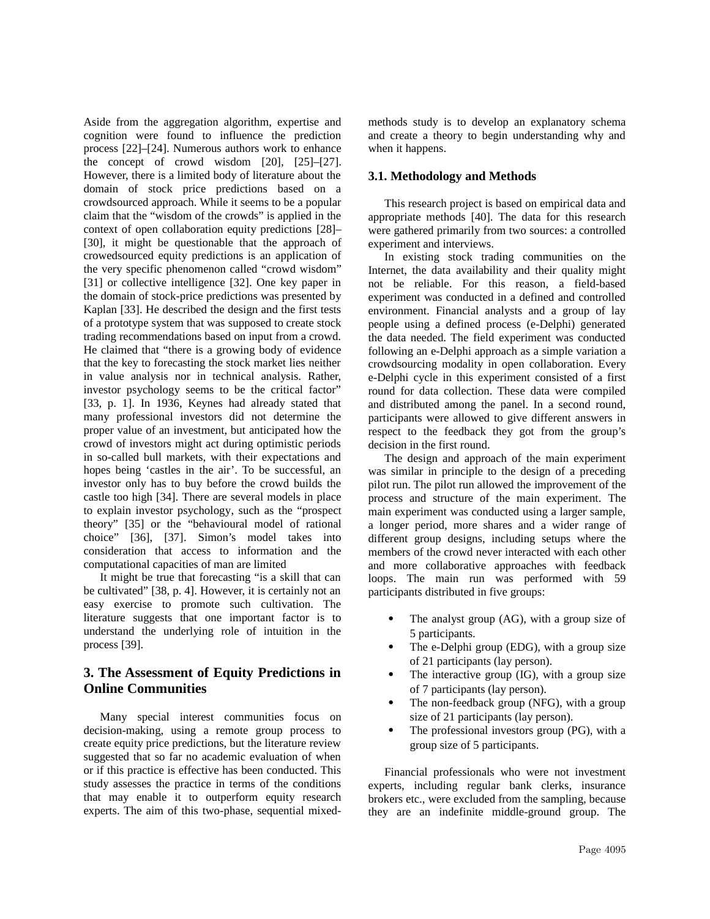Aside from the aggregation algorithm, expertise and cognition were found to influence the prediction process [22]–[24]. Numerous authors work to enhance the concept of crowd wisdom [20], [25]–[27]. However, there is a limited body of literature about the domain of stock price predictions based on a crowdsourced approach. While it seems to be a popular claim that the "wisdom of the crowds" is applied in the context of open collaboration equity predictions [28]–[30], it might be questionable that the approach of crowedsourced equity predictions is an application of the very specific phenomenon called "crowd wisdom" [31] or collective intelligence [32]. One key paper in the domain of stock-price predictions was presented by Kaplan [33]. He described the design and the first tests of a prototype system that was supposed to create stock trading recommendations based on input from a crowd. He claimed that "there is a growing body of evidence that the key to forecasting the stock market lies neither in value analysis nor in technical analysis. Rather, investor psychology seems to be the critical factor" [33, p. 1]. In 1936, Keynes had already stated that many professional investors did not determine the proper value of an investment, but anticipated how the crowd of investors might act during optimistic periods in so-called bull markets, with their expectations and hopes being 'castles in the air'. To be successful, an investor only has to buy before the crowd builds the castle too high [34]. There are several models in place to explain investor psychology, such as the "prospect theory" [35] or the "behavioural model of rational choice" [36], [37]. Simon's model takes into consideration that access to information and the computational capacities of man are limited

It might be true that forecasting "is a skill that can be cultivated" [38, p. 4]. However, it is certainly not an easy exercise to promote such cultivation. The literature suggests that one important factor is to understand the underlying role of intuition in the process [39].

## 3. The Assessment of Equity Predictions in Online Communities

Many special interest communities focus on decision-making, using a remote group process to create equity price predictions, but the literature review suggested that so far no academic evaluation of when or if this practice is effective has been conducted. This study assesses the practice in terms of the conditions that may enable it to outperform equity research experts. The aim of this two-phase, sequential mixed-methods study is to develop an explanatory schema and create a theory to begin understanding why and when it happens.

### 3.1. Methodology and Methods

This research project is based on empirical data and appropriate methods [40]. The data for this research were gathered primarily from two sources: a controlled experiment and interviews.

In existing stock trading communities on the Internet, the data availability and their quality might not be reliable. For this reason, a field-based experiment was conducted in a defined and controlled environment. Financial analysts and a group of lay people using a defined process (e-Delphi) generated the data needed. The field experiment was conducted following an e-Delphi approach as a simple variation a crowdsourcing modality in open collaboration. Every e-Delphi cycle in this experiment consisted of a first round for data collection. These data were compiled and distributed among the panel. In a second round, participants were allowed to give different answers in respect to the feedback they got from the group's decision in the first round.

The design and approach of the main experiment was similar in principle to the design of a preceding pilot run. The pilot run allowed the improvement of the process and structure of the main experiment. The main experiment was conducted using a larger sample, a longer period, more shares and a wider range of different group designs, including setups where the members of the crowd never interacted with each other and more collaborative approaches with feedback loops. The main run was performed with 59 participants distributed in five groups:

- The analyst group (AG), with a group size of 5 participants.
- The e-Delphi group (EDG), with a group size of 21 participants (lay person).
- The interactive group (IG), with a group size of 7 participants (lay person).
- The non-feedback group (NFG), with a group size of 21 participants (lay person).
- The professional investors group (PG), with a group size of 5 participants.

Financial professionals who were not investment experts, including regular bank clerks, insurance brokers etc., were excluded from the sampling, because they are an indefinite middle-ground group. The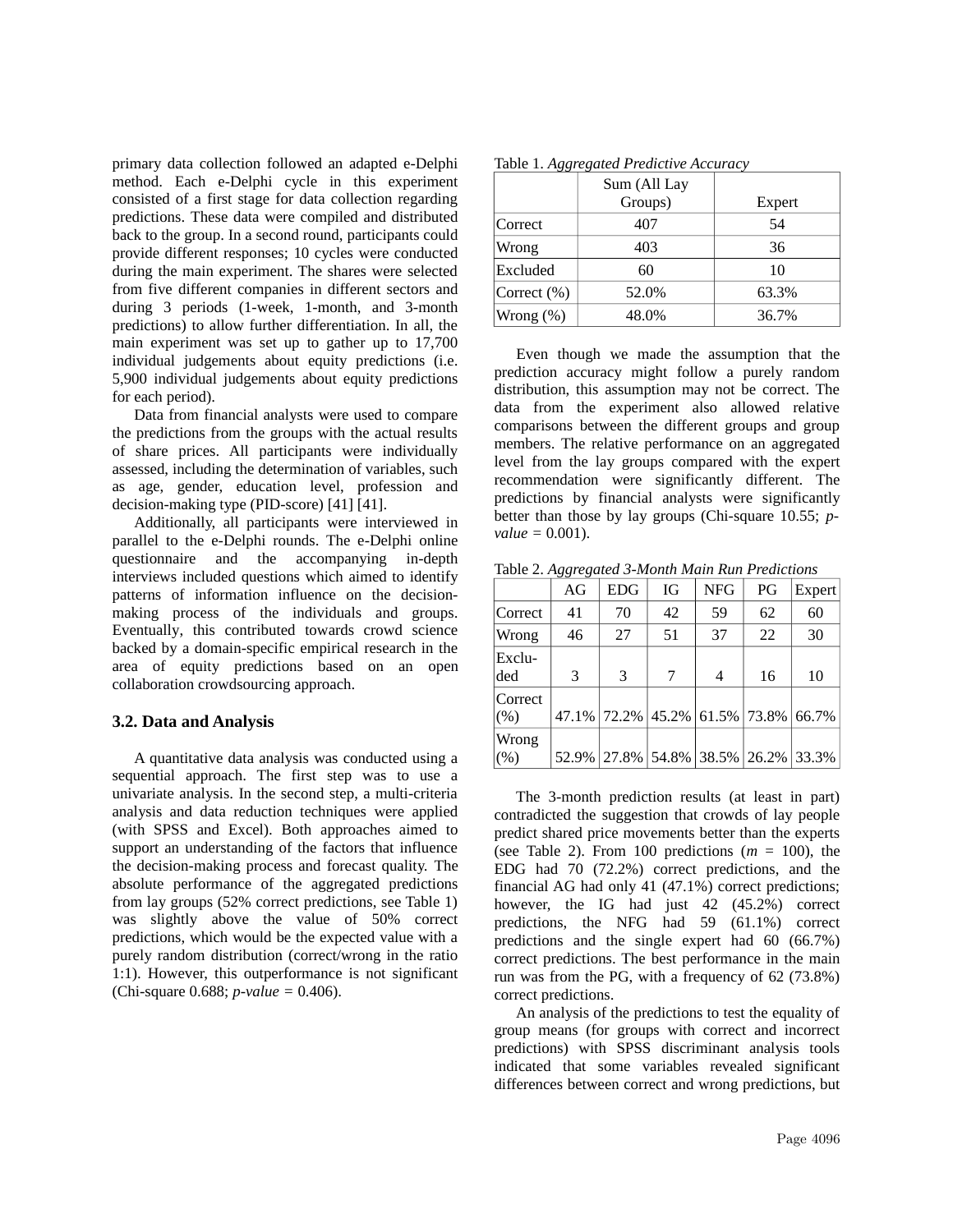primary data collection followed an adapted e-Delphi method. Each e-Delphi cycle in this experiment consisted of a first stage for data collection regarding predictions. These data were compiled and distributed back to the group. In a second round, participants could provide different responses; 10 cycles were conducted during the main experiment. The shares were selected from five different companies in different sectors and during 3 periods (1-week, 1-month, and 3-month predictions) to allow further differentiation. In all, the main experiment was set up to gather up to 17,700 individual judgements about equity predictions (i.e. 5,900 individual judgements about equity predictions for each period).

Data from financial analysts were used to compare the predictions from the groups with the actual results of share prices. All participants were individually assessed, including the determination of variables, such as age, gender, education level, profession and decision-making type (PID-score) [41] [41].

Additionally, all participants were interviewed in parallel to the e-Delphi rounds. The e-Delphi online questionnaire and the accompanying in-depth interviews included questions which aimed to identify patterns of information influence on the decision-making process of the individuals and groups. Eventually, this contributed towards crowd science backed by a domain-specific empirical research in the area of equity predictions based on an open collaboration crowdsourcing approach.

### 3.2. Data and Analysis

A quantitative data analysis was conducted using a sequential approach. The first step was to use a univariate analysis. In the second step, a multi-criteria analysis and data reduction techniques were applied (with SPSS and Excel). Both approaches aimed to support an understanding of the factors that influence the decision-making process and forecast quality. The absolute performance of the aggregated predictions from lay groups (52% correct predictions, see Table 1) was slightly above the value of 50% correct predictions, which would be the expected value with a purely random distribution (correct/wrong in the ratio 1:1). However, this outperformance is not significant (Chi-square 0.688; *p-value* = 0.406).

Table 1. *Aggregated Predictive Accuracy*

| | Sum (All Lay Groups) | Expert |
|---|---|---|
| Correct | 407 | 54 |
| Wrong | 403 | 36 |
| Excluded | 60 | 10 |
| Correct (%) | 52.0% | 63.3% |
| Wrong (%) | 48.0% | 36.7% |

Even though we made the assumption that the prediction accuracy might follow a purely random distribution, this assumption may not be correct. The data from the experiment also allowed relative comparisons between the different groups and group members. The relative performance on an aggregated level from the lay groups compared with the expert recommendation were significantly different. The predictions by financial analysts were significantly better than those by lay groups (Chi-square 10.55; *p-value* = 0.001).

Table 2. *Aggregated 3-Month Main Run Predictions*

| | AG | EDG | IG | NFG | PG | Expert |
|---|---|---|---|---|---|---|
| Correct | 41 | 70 | 42 | 59 | 62 | 60 |
| Wrong | 46 | 27 | 51 | 37 | 22 | 30 |
| Exclu-ded | 3 | 3 | 7 | 4 | 16 | 10 |
| Correct (%) | 47.1% | 72.2% | 45.2% | 61.5% | 73.8% | 66.7% |
| Wrong (%) | 52.9% | 27.8% | 54.8% | 38.5% | 26.2% | 33.3% |

The 3-month prediction results (at least in part) contradicted the suggestion that crowds of lay people predict shared price movements better than the experts (see Table 2). From 100 predictions ($m$ = 100), the EDG had 70 (72.2%) correct predictions, and the financial AG had only 41 (47.1%) correct predictions; however, the IG had just 42 (45.2%) correct predictions, the NFG had 59 (61.1%) correct predictions and the single expert had 60 (66.7%) correct predictions. The best performance in the main run was from the PG, with a frequency of 62 (73.8%) correct predictions.

An analysis of the predictions to test the equality of group means (for groups with correct and incorrect predictions) with SPSS discriminant analysis tools indicated that some variables revealed significant differences between correct and wrong predictions, but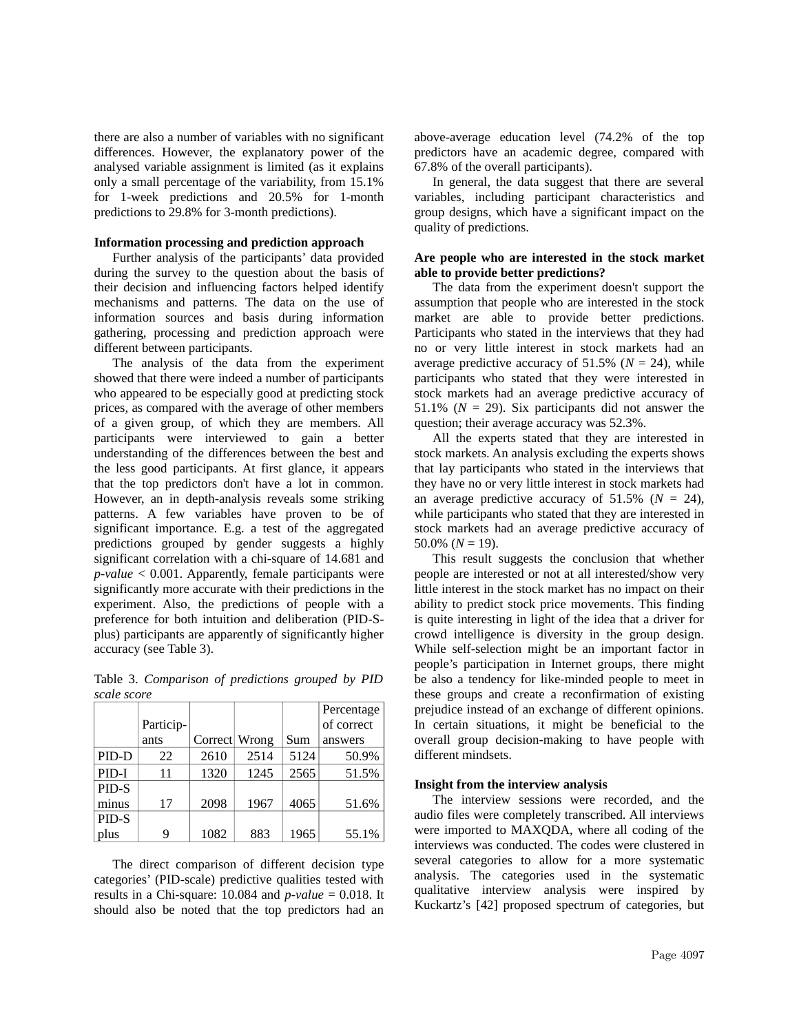there are also a number of variables with no significant differences. However, the explanatory power of the analysed variable assignment is limited (as it explains only a small percentage of the variability, from 15.1% for 1-week predictions and 20.5% for 1-month predictions to 29.8% for 3-month predictions).

**Information processing and prediction approach**

Further analysis of the participants' data provided during the survey to the question about the basis of their decision and influencing factors helped identify mechanisms and patterns. The data on the use of information sources and basis during information gathering, processing and prediction approach were different between participants.

The analysis of the data from the experiment showed that there were indeed a number of participants who appeared to be especially good at predicting stock prices, as compared with the average of other members of a given group, of which they are members. All participants were interviewed to gain a better understanding of the differences between the best and the less good participants. At first glance, it appears that the top predictors don't have a lot in common. However, an in depth-analysis reveals some striking patterns. A few variables have proven to be of significant importance. E.g. a test of the aggregated predictions grouped by gender suggests a highly significant correlation with a chi-square of 14.681 and *p-value* < 0.001. Apparently, female participants were significantly more accurate with their predictions in the experiment. Also, the predictions of people with a preference for both intuition and deliberation (PID-S-plus) participants are apparently of significantly higher accuracy (see Table 3).

Table 3. *Comparison of predictions grouped by PID scale score*

| | Particip-ants | Correct | Wrong | Sum | Percentage of correct answers |
|---|---|---|---|---|---|
| PID-D | 22 | 2610 | 2514 | 5124 | 50.9% |
| PID-I | 11 | 1320 | 1245 | 2565 | 51.5% |
| PID-S minus | 17 | 2098 | 1967 | 4065 | 51.6% |
| PID-S plus | 9 | 1082 | 883 | 1965 | 55.1% |

The direct comparison of different decision type categories' (PID-scale) predictive qualities tested with results in a Chi-square: 10.084 and *p-value* = 0.018. It should also be noted that the top predictors had an above-average education level (74.2% of the top predictors have an academic degree, compared with 67.8% of the overall participants).

In general, the data suggest that there are several variables, including participant characteristics and group designs, which have a significant impact on the quality of predictions.

**Are people who are interested in the stock market able to provide better predictions?**

The data from the experiment doesn't support the assumption that people who are interested in the stock market are able to provide better predictions. Participants who stated in the interviews that they had no or very little interest in stock markets had an average predictive accuracy of 51.5% ($N$ = 24), while participants who stated that they were interested in stock markets had an average predictive accuracy of 51.1% ($N$ = 29). Six participants did not answer the question; their average accuracy was 52.3%.

All the experts stated that they are interested in stock markets. An analysis excluding the experts shows that lay participants who stated in the interviews that they have no or very little interest in stock markets had an average predictive accuracy of 51.5% ($N$ = 24), while participants who stated that they are interested in stock markets had an average predictive accuracy of 50.0% ($N$ = 19).

This result suggests the conclusion that whether people are interested or not at all interested/show very little interest in the stock market has no impact on their ability to predict stock price movements. This finding is quite interesting in light of the idea that a driver for crowd intelligence is diversity in the group design. While self-selection might be an important factor in people's participation in Internet groups, there might be also a tendency for like-minded people to meet in these groups and create a reconfirmation of existing prejudice instead of an exchange of different opinions. In certain situations, it might be beneficial to the overall group decision-making to have people with different mindsets.

**Insight from the interview analysis**

The interview sessions were recorded, and the audio files were completely transcribed. All interviews were imported to MAXQDA, where all coding of the interviews was conducted. The codes were clustered in several categories to allow for a more systematic analysis. The categories used in the systematic qualitative interview analysis were inspired by Kuckartz's [42] proposed spectrum of categories, but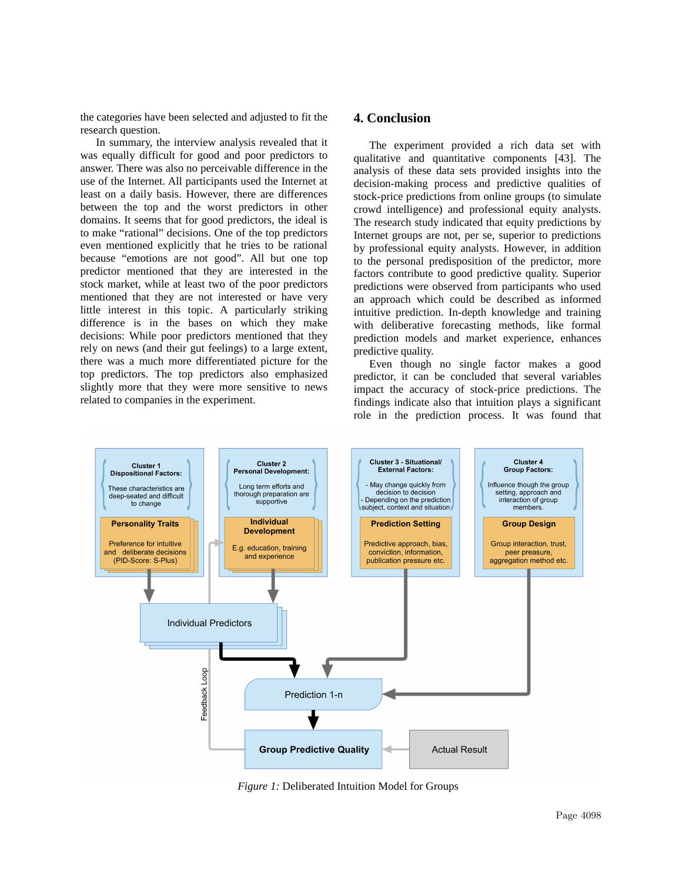the categories have been selected and adjusted to fit the research question.

In summary, the interview analysis revealed that it was equally difficult for good and poor predictors to answer. There was also no perceivable difference in the use of the Internet. All participants used the Internet at least on a daily basis. However, there are differences between the top and the worst predictors in other domains. It seems that for good predictors, the ideal is to make "rational" decisions. One of the top predictors even mentioned explicitly that he tries to be rational because "emotions are not good". All but one top predictor mentioned that they are interested in the stock market, while at least two of the poor predictors mentioned that they are not interested or have very little interest in this topic. A particularly striking difference is in the bases on which they make decisions: While poor predictors mentioned that they rely on news (and their gut feelings) to a large extent, there was a much more differentiated picture for the top predictors. The top predictors also emphasized slightly more that they were more sensitive to news related to companies in the experiment.

## 4. Conclusion

The experiment provided a rich data set with qualitative and quantitative components [43]. The analysis of these data sets provided insights into the decision-making process and predictive qualities of stock-price predictions from online groups (to simulate crowd intelligence) and professional equity analysts. The research study indicated that equity predictions by Internet groups are not, per se, superior to predictions by professional equity analysts. However, in addition to the personal predisposition of the predictor, more factors contribute to good predictive quality. Superior predictions were observed from participants who used an approach which could be described as informed intuitive prediction. In-depth knowledge and training with deliberative forecasting methods, like formal prediction models and market experience, enhances predictive quality.

Even though no single factor makes a good predictor, it can be concluded that several variables impact the accuracy of stock-price predictions. The findings indicate also that intuition plays a significant role in the prediction process. It was found that

Cluster 1
Dispositional Factors:
These characteristics are deep-seated and difficult to change
Personality Traits
Preference for intuitive and deliberate decisions (PID-Score: S-Plus)

Cluster 2
Personal Development:
Long term efforts and thorough preparation are supportive
Individual Development
E.g. education, training and experience

Cluster 3 - Situational/ External Factors:
- May change quickly from decision to decision
- Depending on the prediction subject, context and situation
Prediction Setting
Predictive approach, bias, conviction, information, publication pressure etc.

Cluster 4
Group Factors:
Influence though the group setting, approach and interaction of group members.
Group Design
Group interaction, trust, peer pressure, aggregation method etc.

Individual Predictors

Feedback Loop

Prediction 1-n

Group Predictive Quality

Actual Result

*Figure 1:* Deliberated Intuition Model for Groups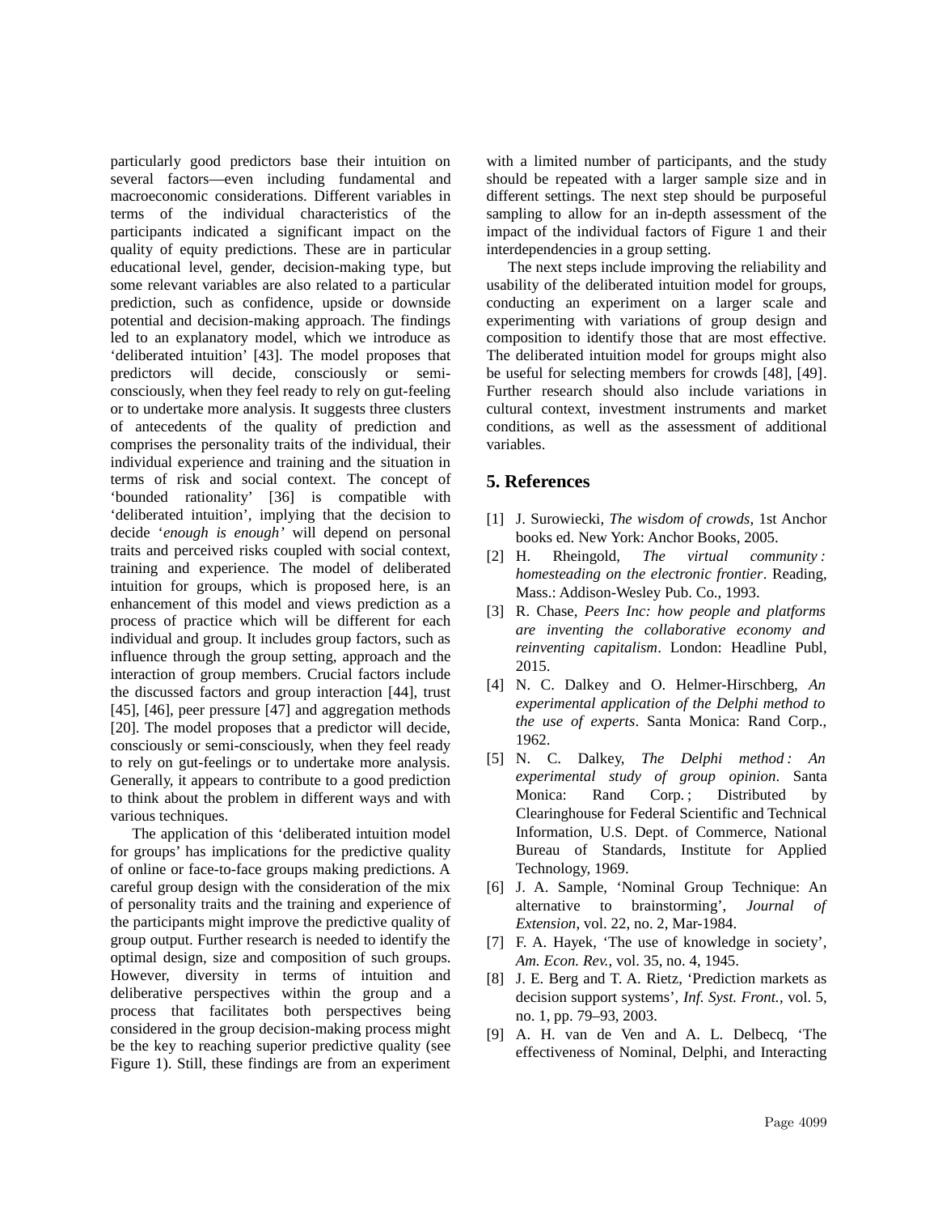particularly good predictors base their intuition on several factors—even including fundamental and macroeconomic considerations. Different variables in terms of the individual characteristics of the participants indicated a significant impact on the quality of equity predictions. These are in particular educational level, gender, decision-making type, but some relevant variables are also related to a particular prediction, such as confidence, upside or downside potential and decision-making approach. The findings led to an explanatory model, which we introduce as 'deliberated intuition' [43]. The model proposes that predictors will decide, consciously or semi-consciously, when they feel ready to rely on gut-feeling or to undertake more analysis. It suggests three clusters of antecedents of the quality of prediction and comprises the personality traits of the individual, their individual experience and training and the situation in terms of risk and social context. The concept of 'bounded rationality' [36] is compatible with 'deliberated intuition', implying that the decision to decide '*enough is enough'* will depend on personal traits and perceived risks coupled with social context, training and experience. The model of deliberated intuition for groups, which is proposed here, is an enhancement of this model and views prediction as a process of practice which will be different for each individual and group. It includes group factors, such as influence through the group setting, approach and the interaction of group members. Crucial factors include the discussed factors and group interaction [44], trust [45], [46], peer pressure [47] and aggregation methods [20]. The model proposes that a predictor will decide, consciously or semi-consciously, when they feel ready to rely on gut-feelings or to undertake more analysis. Generally, it appears to contribute to a good prediction to think about the problem in different ways and with various techniques.

The application of this 'deliberated intuition model for groups' has implications for the predictive quality of online or face-to-face groups making predictions. A careful group design with the consideration of the mix of personality traits and the training and experience of the participants might improve the predictive quality of group output. Further research is needed to identify the optimal design, size and composition of such groups. However, diversity in terms of intuition and deliberative perspectives within the group and a process that facilitates both perspectives being considered in the group decision-making process might be the key to reaching superior predictive quality (see Figure 1). Still, these findings are from an experiment with a limited number of participants, and the study should be repeated with a larger sample size and in different settings. The next step should be purposeful sampling to allow for an in-depth assessment of the impact of the individual factors of Figure 1 and their interdependencies in a group setting.

The next steps include improving the reliability and usability of the deliberated intuition model for groups, conducting an experiment on a larger scale and experimenting with variations of group design and composition to identify those that are most effective. The deliberated intuition model for groups might also be useful for selecting members for crowds [48], [49]. Further research should also include variations in cultural context, investment instruments and market conditions, as well as the assessment of additional variables.

## 5. References

[1] J. Surowiecki, *The wisdom of crowds*, 1st Anchor books ed. New York: Anchor Books, 2005.

[2] H. Rheingold, *The virtual community : homesteading on the electronic frontier*. Reading, Mass.: Addison-Wesley Pub. Co., 1993.

[3] R. Chase, *Peers Inc: how people and platforms are inventing the collaborative economy and reinventing capitalism*. London: Headline Publ, 2015.

[4] N. C. Dalkey and O. Helmer-Hirschberg, *An experimental application of the Delphi method to the use of experts*. Santa Monica: Rand Corp., 1962.

[5] N. C. Dalkey, *The Delphi method : An experimental study of group opinion*. Santa Monica: Rand Corp. ; Distributed by Clearinghouse for Federal Scientific and Technical Information, U.S. Dept. of Commerce, National Bureau of Standards, Institute for Applied Technology, 1969.

[6] J. A. Sample, 'Nominal Group Technique: An alternative to brainstorming', *Journal of Extension*, vol. 22, no. 2, Mar-1984.

[7] F. A. Hayek, 'The use of knowledge in society', *Am. Econ. Rev.*, vol. 35, no. 4, 1945.

[8] J. E. Berg and T. A. Rietz, 'Prediction markets as decision support systems', *Inf. Syst. Front.*, vol. 5, no. 1, pp. 79–93, 2003.

[9] A. H. van de Ven and A. L. Delbecq, 'The effectiveness of Nominal, Delphi, and Interacting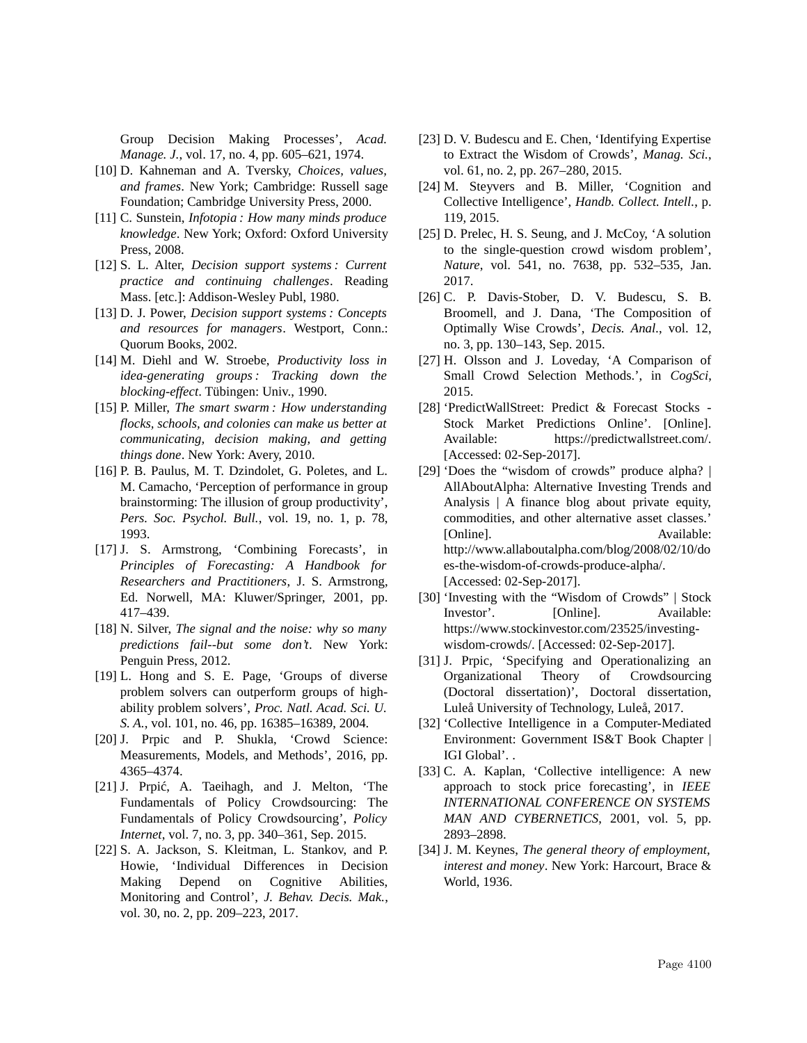Group Decision Making Processes', *Acad. Manage. J.*, vol. 17, no. 4, pp. 605–621, 1974.

[10] D. Kahneman and A. Tversky, *Choices, values, and frames*. New York; Cambridge: Russell sage Foundation; Cambridge University Press, 2000.

[11] C. Sunstein, *Infotopia : How many minds produce knowledge*. New York; Oxford: Oxford University Press, 2008.

[12] S. L. Alter, *Decision support systems : Current practice and continuing challenges*. Reading Mass. [etc.]: Addison-Wesley Publ, 1980.

[13] D. J. Power, *Decision support systems : Concepts and resources for managers*. Westport, Conn.: Quorum Books, 2002.

[14] M. Diehl and W. Stroebe, *Productivity loss in idea-generating groups : Tracking down the blocking-effect*. Tübingen: Univ., 1990.

[15] P. Miller, *The smart swarm : How understanding flocks, schools, and colonies can make us better at communicating, decision making, and getting things done*. New York: Avery, 2010.

[16] P. B. Paulus, M. T. Dzindolet, G. Poletes, and L. M. Camacho, 'Perception of performance in group brainstorming: The illusion of group productivity', *Pers. Soc. Psychol. Bull.*, vol. 19, no. 1, p. 78, 1993.

[17] J. S. Armstrong, 'Combining Forecasts', in *Principles of Forecasting: A Handbook for Researchers and Practitioners*, J. S. Armstrong, Ed. Norwell, MA: Kluwer/Springer, 2001, pp. 417–439.

[18] N. Silver, *The signal and the noise: why so many predictions fail--but some don't*. New York: Penguin Press, 2012.

[19] L. Hong and S. E. Page, 'Groups of diverse problem solvers can outperform groups of high-ability problem solvers', *Proc. Natl. Acad. Sci. U. S. A.*, vol. 101, no. 46, pp. 16385–16389, 2004.

[20] J. Prpic and P. Shukla, 'Crowd Science: Measurements, Models, and Methods', 2016, pp. 4365–4374.

[21] J. Prpić, A. Taeihagh, and J. Melton, 'The Fundamentals of Policy Crowdsourcing: The Fundamentals of Policy Crowdsourcing', *Policy Internet*, vol. 7, no. 3, pp. 340–361, Sep. 2015.

[22] S. A. Jackson, S. Kleitman, L. Stankov, and P. Howie, 'Individual Differences in Decision Making Depend on Cognitive Abilities, Monitoring and Control', *J. Behav. Decis. Mak.*, vol. 30, no. 2, pp. 209–223, 2017.

[23] D. V. Budescu and E. Chen, 'Identifying Expertise to Extract the Wisdom of Crowds', *Manag. Sci.*, vol. 61, no. 2, pp. 267–280, 2015.

[24] M. Steyvers and B. Miller, 'Cognition and Collective Intelligence', *Handb. Collect. Intell.*, p. 119, 2015.

[25] D. Prelec, H. S. Seung, and J. McCoy, 'A solution to the single-question crowd wisdom problem', *Nature*, vol. 541, no. 7638, pp. 532–535, Jan. 2017.

[26] C. P. Davis-Stober, D. V. Budescu, S. B. Broomell, and J. Dana, 'The Composition of Optimally Wise Crowds', *Decis. Anal.*, vol. 12, no. 3, pp. 130–143, Sep. 2015.

[27] H. Olsson and J. Loveday, 'A Comparison of Small Crowd Selection Methods.', in *CogSci*, 2015.

[28] 'PredictWallStreet: Predict & Forecast Stocks - Stock Market Predictions Online'. [Online]. Available: https://predictwallstreet.com/. [Accessed: 02-Sep-2017].

[29] 'Does the "wisdom of crowds" produce alpha? | AllAboutAlpha: Alternative Investing Trends and Analysis | A finance blog about private equity, commodities, and other alternative asset classes.' [Online]. Available: http://www.allaboutalpha.com/blog/2008/02/10/does-the-wisdom-of-crowds-produce-alpha/. [Accessed: 02-Sep-2017].

[30] 'Investing with the "Wisdom of Crowds" | Stock Investor'. [Online]. Available: https://www.stockinvestor.com/23525/investing-wisdom-crowds/. [Accessed: 02-Sep-2017].

[31] J. Prpic, 'Specifying and Operationalizing an Organizational Theory of Crowdsourcing (Doctoral dissertation)', Doctoral dissertation, Luleå University of Technology, Luleå, 2017.

[32] 'Collective Intelligence in a Computer-Mediated Environment: Government IS&T Book Chapter | IGI Global'. .

[33] C. A. Kaplan, 'Collective intelligence: A new approach to stock price forecasting', in *IEEE INTERNATIONAL CONFERENCE ON SYSTEMS MAN AND CYBERNETICS*, 2001, vol. 5, pp. 2893–2898.

[34] J. M. Keynes, *The general theory of employment, interest and money*. New York: Harcourt, Brace & World, 1936.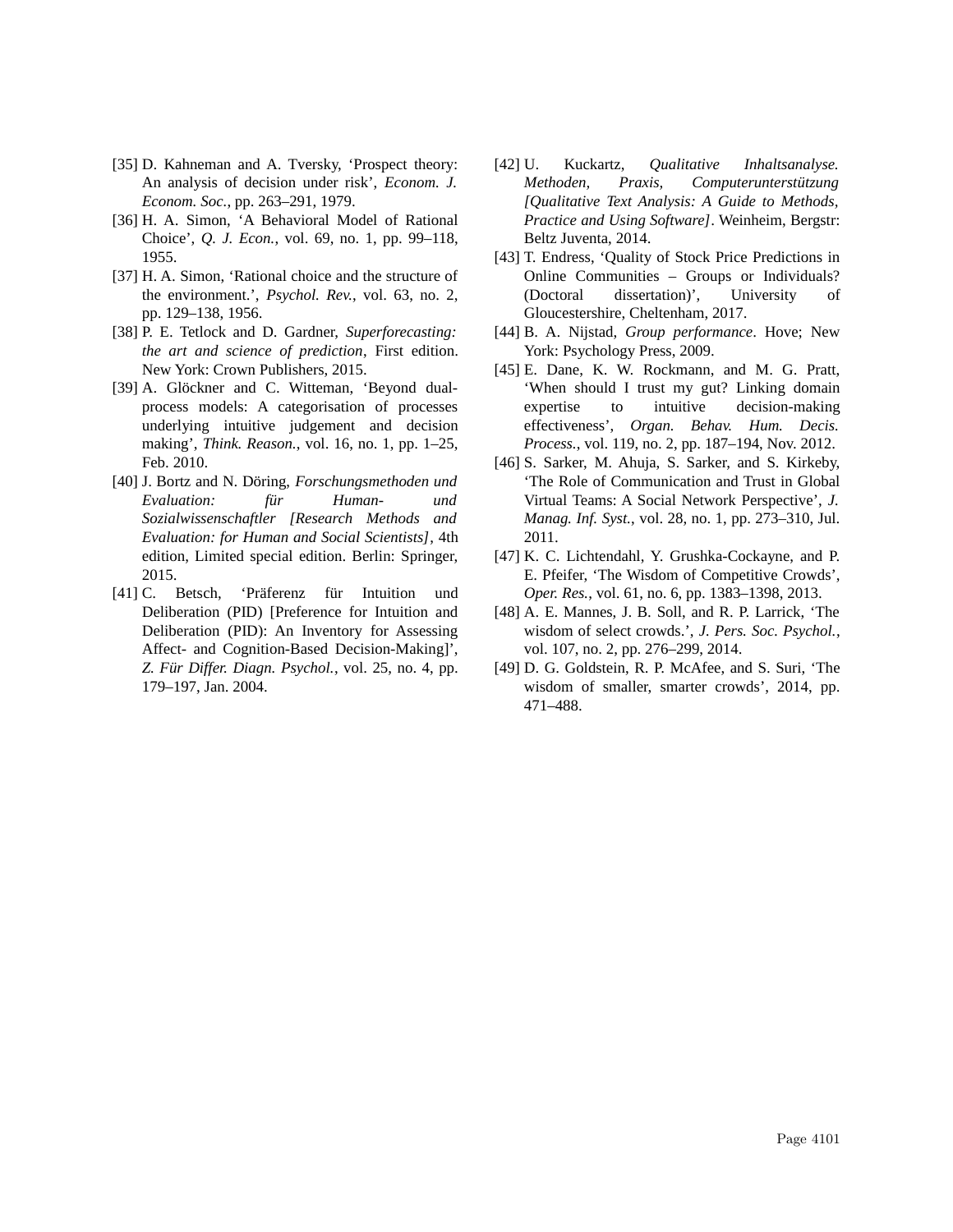[35] D. Kahneman and A. Tversky, 'Prospect theory: An analysis of decision under risk', *Econom. J. Econom. Soc.*, pp. 263–291, 1979.

[36] H. A. Simon, 'A Behavioral Model of Rational Choice', *Q. J. Econ.*, vol. 69, no. 1, pp. 99–118, 1955.

[37] H. A. Simon, 'Rational choice and the structure of the environment.', *Psychol. Rev.*, vol. 63, no. 2, pp. 129–138, 1956.

[38] P. E. Tetlock and D. Gardner, *Superforecasting: the art and science of prediction*, First edition. New York: Crown Publishers, 2015.

[39] A. Glöckner and C. Witteman, 'Beyond dual-process models: A categorisation of processes underlying intuitive judgement and decision making', *Think. Reason.*, vol. 16, no. 1, pp. 1–25, Feb. 2010.

[40] J. Bortz and N. Döring, *Forschungsmethoden und Evaluation: für Human- und Sozialwissenschaftler [Research Methods and Evaluation: for Human and Social Scientists]*, 4th edition, Limited special edition. Berlin: Springer, 2015.

[41] C. Betsch, 'Präferenz für Intuition und Deliberation (PID) [Preference for Intuition and Deliberation (PID): An Inventory for Assessing Affect- and Cognition-Based Decision-Making]', *Z. Für Differ. Diagn. Psychol.*, vol. 25, no. 4, pp. 179–197, Jan. 2004.

[42] U. Kuckartz, *Qualitative Inhaltsanalyse. Methoden, Praxis, Computerunterstützung [Qualitative Text Analysis: A Guide to Methods, Practice and Using Software]*. Weinheim, Bergstr: Beltz Juventa, 2014.

[43] T. Endress, 'Quality of Stock Price Predictions in Online Communities – Groups or Individuals? (Doctoral dissertation)', University of Gloucestershire, Cheltenham, 2017.

[44] B. A. Nijstad, *Group performance*. Hove; New York: Psychology Press, 2009.

[45] E. Dane, K. W. Rockmann, and M. G. Pratt, 'When should I trust my gut? Linking domain expertise to intuitive decision-making effectiveness', *Organ. Behav. Hum. Decis. Process.*, vol. 119, no. 2, pp. 187–194, Nov. 2012.

[46] S. Sarker, M. Ahuja, S. Sarker, and S. Kirkeby, 'The Role of Communication and Trust in Global Virtual Teams: A Social Network Perspective', *J. Manag. Inf. Syst.*, vol. 28, no. 1, pp. 273–310, Jul. 2011.

[47] K. C. Lichtendahl, Y. Grushka-Cockayne, and P. E. Pfeifer, 'The Wisdom of Competitive Crowds', *Oper. Res.*, vol. 61, no. 6, pp. 1383–1398, 2013.

[48] A. E. Mannes, J. B. Soll, and R. P. Larrick, 'The wisdom of select crowds.', *J. Pers. Soc. Psychol.*, vol. 107, no. 2, pp. 276–299, 2014.

[49] D. G. Goldstein, R. P. McAfee, and S. Suri, 'The wisdom of smaller, smarter crowds', 2014, pp. 471–488.